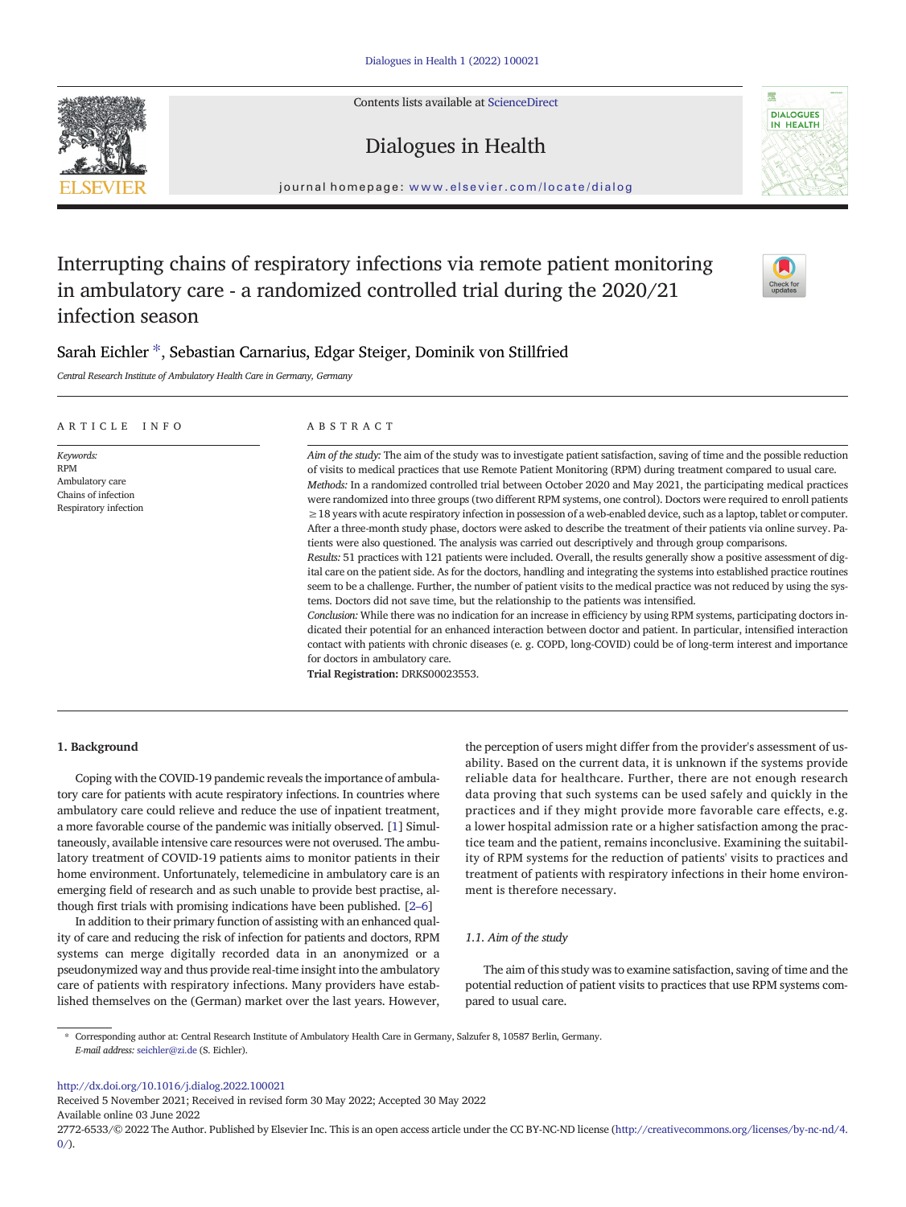# Interrupting chains of respiratory infections via remote patient monitoring in ambulatory care - a randomized controlled trial during the 2020/21 infection season

Sarah Eichler *, Sebastian Carnarius, Edgar Steiger, Dominik von Stillfried

*Central Research Institute of Ambulatory Health Care in Germany, Germany*

## ARTICLE INFO

*Keywords:*
RPM
Ambulatory care
Chains of infection
Respiratory infection

## ABSTRACT

*Aim of the study:* The aim of the study was to investigate patient satisfaction, saving of time and the possible reduction of visits to medical practices that use Remote Patient Monitoring (RPM) during treatment compared to usual care.

*Methods:* In a randomized controlled trial between October 2020 and May 2021, the participating medical practices were randomized into three groups (two different RPM systems, one control). Doctors were required to enroll patients ≥18 years with acute respiratory infection in possession of a web-enabled device, such as a laptop, tablet or computer. After a three-month study phase, doctors were asked to describe the treatment of their patients via online survey. Patients were also questioned. The analysis was carried out descriptively and through group comparisons.

*Results:* 51 practices with 121 patients were included. Overall, the results generally show a positive assessment of digital care on the patient side. As for the doctors, handling and integrating the systems into established practice routines seem to be a challenge. Further, the number of patient visits to the medical practice was not reduced by using the systems. Doctors did not save time, but the relationship to the patients was intensified.

*Conclusion:* While there was no indication for an increase in efficiency by using RPM systems, participating doctors indicated their potential for an enhanced interaction between doctor and patient. In particular, intensified interaction contact with patients with chronic diseases (e. g. COPD, long-COVID) could be of long-term interest and importance for doctors in ambulatory care.

**Trial Registration:** DRKS00023553.

## 1. Background

Coping with the COVID-19 pandemic reveals the importance of ambulatory care for patients with acute respiratory infections. In countries where ambulatory care could relieve and reduce the use of inpatient treatment, a more favorable course of the pandemic was initially observed. [1] Simultaneously, available intensive care resources were not overused. The ambulatory treatment of COVID-19 patients aims to monitor patients in their home environment. Unfortunately, telemedicine in ambulatory care is an emerging field of research and as such unable to provide best practise, although first trials with promising indications have been published. [2–6]

In addition to their primary function of assisting with an enhanced quality of care and reducing the risk of infection for patients and doctors, RPM systems can merge digitally recorded data in an anonymized or a pseudonymized way and thus provide real-time insight into the ambulatory care of patients with respiratory infections. Many providers have established themselves on the (German) market over the last years. However, the perception of users might differ from the provider's assessment of usability. Based on the current data, it is unknown if the systems provide reliable data for healthcare. Further, there are not enough research data proving that such systems can be used safely and quickly in the practices and if they might provide more favorable care effects, e.g. a lower hospital admission rate or a higher satisfaction among the practice team and the patient, remains inconclusive. Examining the suitability of RPM systems for the reduction of patients' visits to practices and treatment of patients with respiratory infections in their home environment is therefore necessary.

### 1.1. Aim of the study

The aim of this study was to examine satisfaction, saving of time and the potential reduction of patient visits to practices that use RPM systems compared to usual care.

---

* Corresponding author at: Central Research Institute of Ambulatory Health Care in Germany, Salzufer 8, 10587 Berlin, Germany.
*E-mail address:* seichler@zi.de (S. Eichler).

http://dx.doi.org/10.1016/j.dialog.2022.100021
Received 5 November 2021; Received in revised form 30 May 2022; Accepted 30 May 2022
Available online 03 June 2022
2772-6533/© 2022 The Author. Published by Elsevier Inc. This is an open access article under the CC BY-NC-ND license (http://creativecommons.org/licenses/by-nc-nd/4.0/).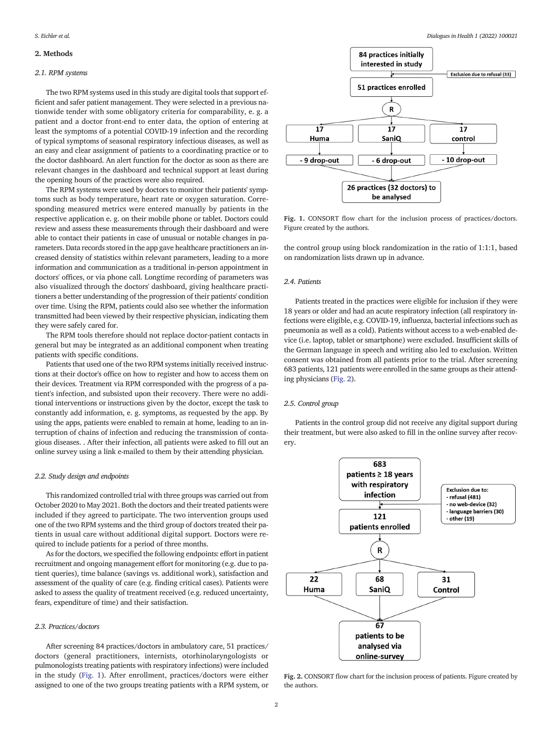## 2. Methods

### 2.1. RPM systems

The two RPM systems used in this study are digital tools that support efficient and safer patient management. They were selected in a previous nationwide tender with some obligatory criteria for comparability, e. g. a patient and a doctor front-end to enter data, the option of entering at least the symptoms of a potential COVID-19 infection and the recording of typical symptoms of seasonal respiratory infectious diseases, as well as an easy and clear assignment of patients to a coordinating practice or to the doctor dashboard. An alert function for the doctor as soon as there are relevant changes in the dashboard and technical support at least during the opening hours of the practices were also required.

The RPM systems were used by doctors to monitor their patients' symptoms such as body temperature, heart rate or oxygen saturation. Corresponding measured metrics were entered manually by patients in the respective application e. g. on their mobile phone or tablet. Doctors could review and assess these measurements through their dashboard and were able to contact their patients in case of unusual or notable changes in parameters. Data records stored in the app gave healthcare practitioners an increased density of statistics within relevant parameters, leading to a more information and communication as a traditional in-person appointment in doctors' offices, or via phone call. Longtime recording of parameters was also visualized through the doctors' dashboard, giving healthcare practitioners a better understanding of the progression of their patients' condition over time. Using the RPM, patients could also see whether the information transmitted had been viewed by their respective physician, indicating them they were safely cared for.

The RPM tools therefore should not replace doctor-patient contacts in general but may be integrated as an additional component when treating patients with specific conditions.

Patients that used one of the two RPM systems initially received instructions at their doctor's office on how to register and how to access them on their devices. Treatment via RPM corresponded with the progress of a patient's infection, and subsisted upon their recovery. There were no additional interventions or instructions given by the doctor, except the task to constantly add information, e. g. symptoms, as requested by the app. By using the apps, patients were enabled to remain at home, leading to an interruption of chains of infection and reducing the transmission of contagious diseases. . After their infection, all patients were asked to fill out an online survey using a link e-mailed to them by their attending physician.

### 2.2. Study design and endpoints

This randomized controlled trial with three groups was carried out from October 2020 to May 2021. Both the doctors and their treated patients were included if they agreed to participate. The two intervention groups used one of the two RPM systems and the third group of doctors treated their patients in usual care without additional digital support. Doctors were required to include patients for a period of three months.

As for the doctors, we specified the following endpoints: effort in patient recruitment and ongoing management effort for monitoring (e.g. due to patient queries), time balance (savings vs. additional work), satisfaction and assessment of the quality of care (e.g. finding critical cases). Patients were asked to assess the quality of treatment received (e.g. reduced uncertainty, fears, expenditure of time) and their satisfaction.

### 2.3. Practices/doctors

After screening 84 practices/doctors in ambulatory care, 51 practices/doctors (general practitioners, internists, otorhinolaryngologists or pulmonologists treating patients with respiratory infections) were included in the study (Fig. 1). After enrollment, practices/doctors were either assigned to one of the two groups treating patients with a RPM system, or the control group using block randomization in the ratio of 1:1:1, based on randomization lists drawn up in advance.

84 practices initially interested in study → Exclusion due to refusal (33) → 51 practices enrolled → R → 17 Huma / 17 SaniQ / 17 control → - 9 drop-out / - 6 drop-out / - 10 drop-out → 26 practices (32 doctors) to be analysed

**Fig. 1.** CONSORT flow chart for the inclusion process of practices/doctors. Figure created by the authors.

### 2.4. Patients

Patients treated in the practices were eligible for inclusion if they were 18 years or older and had an acute respiratory infection (all respiratory infections were eligible, e.g. COVID-19, influenza, bacterial infections such as pneumonia as well as a cold). Patients without access to a web-enabled device (i.e. laptop, tablet or smartphone) were excluded. Insufficient skills of the German language in speech and writing also led to exclusion. Written consent was obtained from all patients prior to the trial. After screening 683 patients, 121 patients were enrolled in the same groups as their attending physicians (Fig. 2).

### 2.5. Control group

Patients in the control group did not receive any digital support during their treatment, but were also asked to fill in the online survey after recovery.

683 patients ≥ 18 years with respiratory infection → Exclusion due to: - refusal (481) - no web-device (32) - language barriers (30) - other (19) → 121 patients enrolled → R → 22 Huma / 68 SaniQ / 31 Control → 67 patients to be analysed via online-survey

**Fig. 2.** CONSORT flow chart for the inclusion process of patients. Figure created by the authors.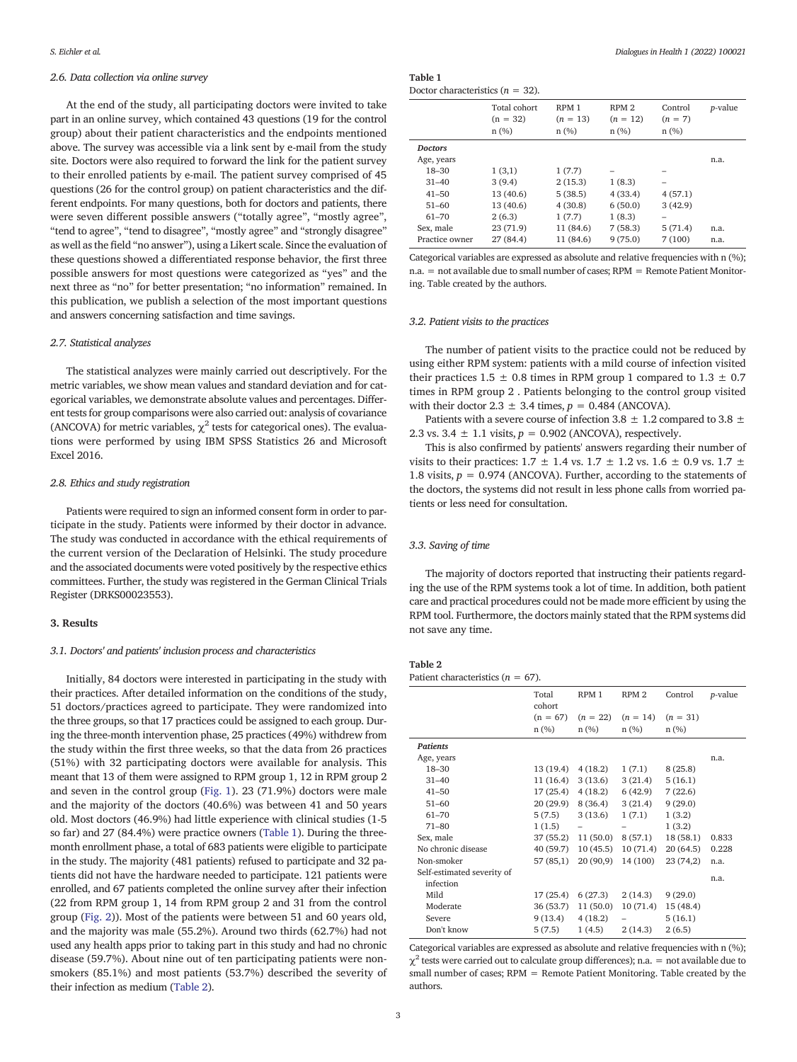### 2.6. Data collection via online survey

At the end of the study, all participating doctors were invited to take part in an online survey, which contained 43 questions (19 for the control group) about their patient characteristics and the endpoints mentioned above. The survey was accessible via a link sent by e-mail from the study site. Doctors were also required to forward the link for the patient survey to their enrolled patients by e-mail. The patient survey comprised of 45 questions (26 for the control group) on patient characteristics and the different endpoints. For many questions, both for doctors and patients, there were seven different possible answers ("totally agree", "mostly agree", "tend to agree", "tend to disagree", "mostly agree" and "strongly disagree" as well as the field "no answer"), using a Likert scale. Since the evaluation of these questions showed a differentiated response behavior, the first three possible answers for most questions were categorized as "yes" and the next three as "no" for better presentation; "no information" remained. In this publication, we publish a selection of the most important questions and answers concerning satisfaction and time savings.

### 2.7. Statistical analyzes

The statistical analyzes were mainly carried out descriptively. For the metric variables, we show mean values and standard deviation and for categorical variables, we demonstrate absolute values and percentages. Different tests for group comparisons were also carried out: analysis of covariance (ANCOVA) for metric variables, $\chi^2$ tests for categorical ones). The evaluations were performed by using IBM SPSS Statistics 26 and Microsoft Excel 2016.

### 2.8. Ethics and study registration

Patients were required to sign an informed consent form in order to participate in the study. Patients were informed by their doctor in advance. The study was conducted in accordance with the ethical requirements of the current version of the Declaration of Helsinki. The study procedure and the associated documents were voted positively by the respective ethics committees. Further, the study was registered in the German Clinical Trials Register (DRKS00023553).

## 3. Results

### 3.1. Doctors' and patients' inclusion process and characteristics

Initially, 84 doctors were interested in participating in the study with their practices. After detailed information on the conditions of the study, 51 doctors/practices agreed to participate. They were randomized into the three groups, so that 17 practices could be assigned to each group. During the three-month intervention phase, 25 practices (49%) withdrew from the study within the first three weeks, so that the data from 26 practices (51%) with 32 participating doctors were available for analysis. This meant that 13 of them were assigned to RPM group 1, 12 in RPM group 2 and seven in the control group (Fig. 1). 23 (71.9%) doctors were male and the majority of the doctors (40.6%) was between 41 and 50 years old. Most doctors (46.9%) had little experience with clinical studies (1-5 so far) and 27 (84.4%) were practice owners (Table 1). During the three-month enrollment phase, a total of 683 patients were eligible to participate in the study. The majority (481 patients) refused to participate and 32 patients did not have the hardware needed to participate. 121 patients were enrolled, and 67 patients completed the online survey after their infection (22 from RPM group 1, 14 from RPM group 2 and 31 from the control group (Fig. 2)). Most of the patients were between 51 and 60 years old, and the majority was male (55.2%). Around two thirds (62.7%) had not used any health apps prior to taking part in this study and had no chronic disease (59.7%). About nine out of ten participating patients were non-smokers (85.1%) and most patients (53.7%) described the severity of their infection as medium (Table 2).

**Table 1**
Doctor characteristics ($n$ = 32).

| | Total cohort (n = 32) n (%) | RPM 1 ($n$ = 13) n (%) | RPM 2 ($n$ = 12) n (%) | Control ($n$ = 7) n (%) | $p$-value |
|---|---|---|---|---|---|
| ***Doctors*** | | | | | |
| Age, years | | | | | n.a. |
| 18–30 | 1 (3,1) | 1 (7.7) | – | – | |
| 31–40 | 3 (9.4) | 2 (15.3) | 1 (8.3) | – | |
| 41–50 | 13 (40.6) | 5 (38.5) | 4 (33.4) | 4 (57.1) | |
| 51–60 | 13 (40.6) | 4 (30.8) | 6 (50.0) | 3 (42.9) | |
| 61–70 | 2 (6.3) | 1 (7.7) | 1 (8.3) | – | |
| Sex, male | 23 (71.9) | 11 (84.6) | 7 (58.3) | 5 (71.4) | n.a. |
| Practice owner | 27 (84.4) | 11 (84.6) | 9 (75.0) | 7 (100) | n.a. |

Categorical variables are expressed as absolute and relative frequencies with n (%); n.a. = not available due to small number of cases; RPM = Remote Patient Monitoring. Table created by the authors.

### 3.2. Patient visits to the practices

The number of patient visits to the practice could not be reduced by using either RPM system: patients with a mild course of infection visited their practices 1.5 ± 0.8 times in RPM group 1 compared to 1.3 ± 0.7 times in RPM group 2 . Patients belonging to the control group visited with their doctor 2.3 ± 3.4 times, $p$ = 0.484 (ANCOVA).

Patients with a severe course of infection 3.8 ± 1.2 compared to 3.8 ± 2.3 vs. 3.4 ± 1.1 visits, $p$ = 0.902 (ANCOVA), respectively.

This is also confirmed by patients' answers regarding their number of visits to their practices: 1.7 ± 1.4 vs. 1.7 ± 1.2 vs. 1.6 ± 0.9 vs. 1.7 ± 1.8 visits, $p$ = 0.974 (ANCOVA). Further, according to the statements of the doctors, the systems did not result in less phone calls from worried patients or less need for consultation.

### 3.3. Saving of time

The majority of doctors reported that instructing their patients regarding the use of the RPM systems took a lot of time. In addition, both patient care and practical procedures could not be made more efficient by using the RPM tool. Furthermore, the doctors mainly stated that the RPM systems did not save any time.

**Table 2**
Patient characteristics ($n$ = 67).

| | Total cohort (n = 67) n (%) | RPM 1 ($n$ = 22) n (%) | RPM 2 ($n$ = 14) n (%) | Control ($n$ = 31) n (%) | $p$-value |
|---|---|---|---|---|---|
| ***Patients*** | | | | | |
| Age, years | | | | | n.a. |
| 18–30 | 13 (19.4) | 4 (18.2) | 1 (7.1) | 8 (25.8) | |
| 31–40 | 11 (16.4) | 3 (13.6) | 3 (21.4) | 5 (16.1) | |
| 41–50 | 17 (25.4) | 4 (18.2) | 6 (42.9) | 7 (22.6) | |
| 51–60 | 20 (29.9) | 8 (36.4) | 3 (21.4) | 9 (29.0) | |
| 61–70 | 5 (7.5) | 3 (13.6) | 1 (7.1) | 1 (3.2) | |
| 71–80 | 1 (1.5) | – | – | 1 (3.2) | |
| Sex, male | 37 (55.2) | 11 (50.0) | 8 (57.1) | 18 (58.1) | 0.833 |
| No chronic disease | 40 (59.7) | 10 (45.5) | 10 (71.4) | 20 (64.5) | 0.228 |
| Non-smoker | 57 (85,1) | 20 (90,9) | 14 (100) | 23 (74,2) | n.a. |
| Self-estimated severity of infection | | | | | n.a. |
| Mild | 17 (25.4) | 6 (27.3) | 2 (14.3) | 9 (29.0) | |
| Moderate | 36 (53.7) | 11 (50.0) | 10 (71.4) | 15 (48.4) | |
| Severe | 9 (13.4) | 4 (18.2) | – | 5 (16.1) | |
| Don't know | 5 (7.5) | 1 (4.5) | 2 (14.3) | 2 (6.5) | |

Categorical variables are expressed as absolute and relative frequencies with n (%); $\chi^2$ tests were carried out to calculate group differences); n.a. = not available due to small number of cases; RPM = Remote Patient Monitoring. Table created by the authors.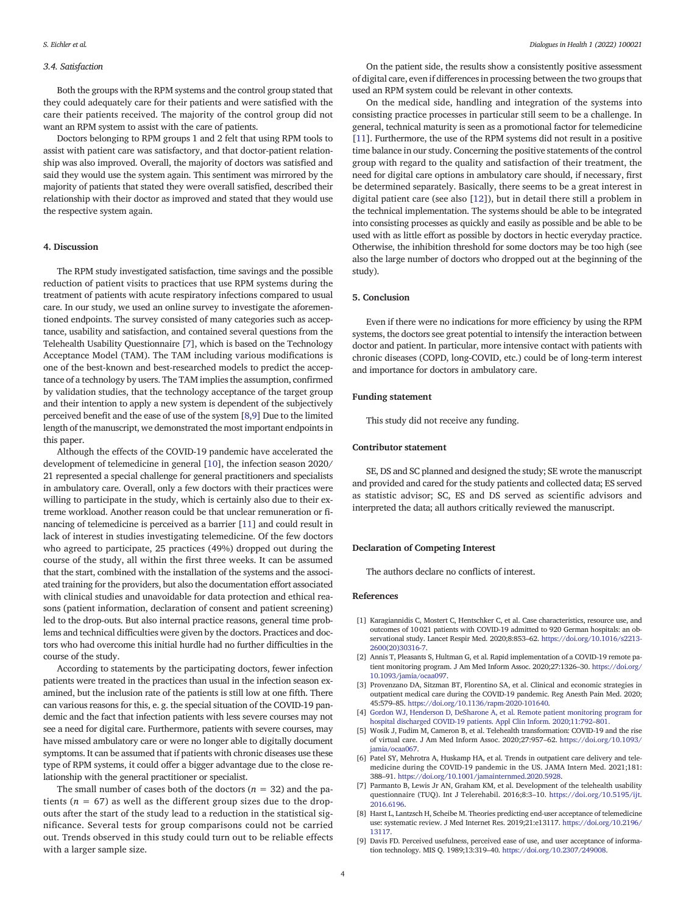### 3.4. Satisfaction

Both the groups with the RPM systems and the control group stated that they could adequately care for their patients and were satisfied with the care their patients received. The majority of the control group did not want an RPM system to assist with the care of patients.

Doctors belonging to RPM groups 1 and 2 felt that using RPM tools to assist with patient care was satisfactory, and that doctor-patient relationship was also improved. Overall, the majority of doctors was satisfied and said they would use the system again. This sentiment was mirrored by the majority of patients that stated they were overall satisfied, described their relationship with their doctor as improved and stated that they would use the respective system again.

## 4. Discussion

The RPM study investigated satisfaction, time savings and the possible reduction of patient visits to practices that use RPM systems during the treatment of patients with acute respiratory infections compared to usual care. In our study, we used an online survey to investigate the aforementioned endpoints. The survey consisted of many categories such as acceptance, usability and satisfaction, and contained several questions from the Telehealth Usability Questionnaire [7], which is based on the Technology Acceptance Model (TAM). The TAM including various modifications is one of the best-known and best-researched models to predict the acceptance of a technology by users. The TAM implies the assumption, confirmed by validation studies, that the technology acceptance of the target group and their intention to apply a new system is dependent of the subjectively perceived benefit and the ease of use of the system [8,9] Due to the limited length of the manuscript, we demonstrated the most important endpoints in this paper.

Although the effects of the COVID-19 pandemic have accelerated the development of telemedicine in general [10], the infection season 2020/21 represented a special challenge for general practitioners and specialists in ambulatory care. Overall, only a few doctors with their practices were willing to participate in the study, which is certainly also due to their extreme workload. Another reason could be that unclear remuneration or financing of telemedicine is perceived as a barrier [11] and could result in lack of interest in studies investigating telemedicine. Of the few doctors who agreed to participate, 25 practices (49%) dropped out during the course of the study, all within the first three weeks. It can be assumed that the start, combined with the installation of the systems and the associated training for the providers, but also the documentation effort associated with clinical studies and unavoidable for data protection and ethical reasons (patient information, declaration of consent and patient screening) led to the drop-outs. But also internal practice reasons, general time problems and technical difficulties were given by the doctors. Practices and doctors who had overcome this initial hurdle had no further difficulties in the course of the study.

According to statements by the participating doctors, fewer infection patients were treated in the practices than usual in the infection season examined, but the inclusion rate of the patients is still low at one fifth. There can various reasons for this, e. g. the special situation of the COVID-19 pandemic and the fact that infection patients with less severe courses may not see a need for digital care. Furthermore, patients with severe courses, may have missed ambulatory care or were no longer able to digitally document symptoms. It can be assumed that if patients with chronic diseases use these type of RPM systems, it could offer a bigger advantage due to the close relationship with the general practitioner or specialist.

The small number of cases both of the doctors ($n = 32$) and the patients ($n = 67$) as well as the different group sizes due to the drop-outs after the start of the study lead to a reduction in the statistical significance. Several tests for group comparisons could not be carried out. Trends observed in this study could turn out to be reliable effects with a larger sample size.

On the patient side, the results show a consistently positive assessment of digital care, even if differences in processing between the two groups that used an RPM system could be relevant in other contexts.

On the medical side, handling and integration of the systems into consisting practice processes in particular still seem to be a challenge. In general, technical maturity is seen as a promotional factor for telemedicine [11]. Furthermore, the use of the RPM systems did not result in a positive time balance in our study. Concerning the positive statements of the control group with regard to the quality and satisfaction of their treatment, the need for digital care options in ambulatory care should, if necessary, first be determined separately. Basically, there seems to be a great interest in digital patient care (see also [12]), but in detail there still a problem in the technical implementation. The systems should be able to be integrated into consisting processes as quickly and easily as possible and be able to be used with as little effort as possible by doctors in hectic everyday practice. Otherwise, the inhibition threshold for some doctors may be too high (see also the large number of doctors who dropped out at the beginning of the study).

## 5. Conclusion

Even if there were no indications for more efficiency by using the RPM systems, the doctors see great potential to intensify the interaction between doctor and patient. In particular, more intensive contact with patients with chronic diseases (COPD, long-COVID, etc.) could be of long-term interest and importance for doctors in ambulatory care.

## Funding statement

This study did not receive any funding.

## Contributor statement

SE, DS and SC planned and designed the study; SE wrote the manuscript and provided and cared for the study patients and collected data; ES served as statistic advisor; SC, ES and DS served as scientific advisors and interpreted the data; all authors critically reviewed the manuscript.

## Declaration of Competing Interest

The authors declare no conflicts of interest.

## References

[1] Karagiannidis C, Mostert C, Hentschker C, et al. Case characteristics, resource use, and outcomes of 10 021 patients with COVID-19 admitted to 920 German hospitals: an observational study. Lancet Respir Med. 2020;8:853–62. https://doi.org/10.1016/s2213-2600(20)30316-7.

[2] Annis T, Pleasants S, Hultman G, et al. Rapid implementation of a COVID-19 remote patient monitoring program. J Am Med Inform Assoc. 2020;27:1326–30. https://doi.org/10.1093/jamia/ocaa097.

[3] Provenzano DA, Sitzman BT, Florentino SA, et al. Clinical and economic strategies in outpatient medical care during the COVID-19 pandemic. Reg Anesth Pain Med. 2020;45:579–85. https://doi.org/10.1136/rapm-2020-101640.

[4] Gordon WJ, Henderson D, DeSharone A, et al. Remote patient monitoring program for hospital discharged COVID-19 patients. Appl Clin Inform. 2020;11:792–801.

[5] Wosik J, Fudim M, Cameron B, et al. Telehealth transformation: COVID-19 and the rise of virtual care. J Am Med Inform Assoc. 2020;27:957–62. https://doi.org/10.1093/jamia/ocaa067.

[6] Patel SY, Mehrotra A, Huskamp HA, et al. Trends in outpatient care delivery and telemedicine during the COVID-19 pandemic in the US. JAMA Intern Med. 2021;181:388–91. https://doi.org/10.1001/jamainternmed.2020.5928.

[7] Parmanto B, Lewis Jr AN, Graham KM, et al. Development of the telehealth usability questionnaire (TUQ). Int J Telerehabil. 2016;8:3–10. https://doi.org/10.5195/ijt.2016.6196.

[8] Harst L, Lantzsch H, Scheibe M. Theories predicting end-user acceptance of telemedicine use: systematic review. J Med Internet Res. 2019;21:e13117. https://doi.org/10.2196/13117.

[9] Davis FD. Perceived usefulness, perceived ease of use, and user acceptance of information technology. MIS Q. 1989;13:319–40. https://doi.org/10.2307/249008.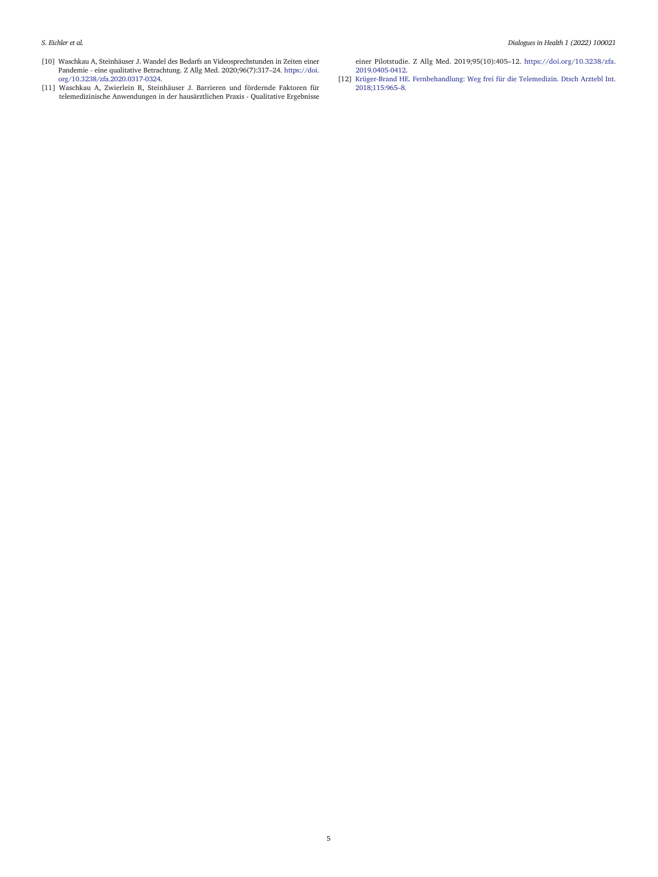[10] Waschkau A, Steinhäuser J. Wandel des Bedarfs an Videosprechstunden in Zeiten einer Pandemie - eine qualitative Betrachtung. Z Allg Med. 2020;96(7):317–24. https://doi.org/10.3238/zfa.2020.0317-0324.

[11] Waschkau A, Zwierlein R, Steinhäuser J. Barrieren und fördernde Faktoren für telemedizinische Anwendungen in der hausärztlichen Praxis - Qualitative Ergebnisse einer Pilotstudie. Z Allg Med. 2019;95(10):405–12. https://doi.org/10.3238/zfa.2019.0405-0412.

[12] Krüger-Brand HE. Fernbehandlung: Weg frei für die Telemedizin. Dtsch Arztebl Int. 2018;115:965–8.